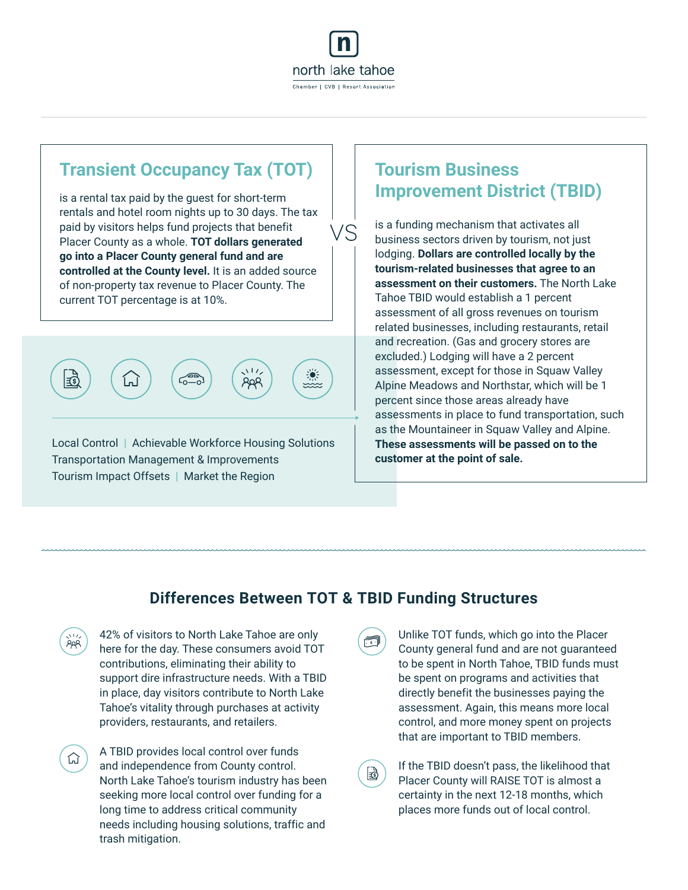north lake tahoe

Chamber | CVB | Resort Association

## Transient Occupancy Tax (TOT)

is a rental tax paid by the guest for short-term rentals and hotel room nights up to 30 days. The tax paid by visitors helps fund projects that benefit Placer County as a whole. **TOT dollars generated go into a Placer County general fund and are controlled at the County level.** It is an added source of non-property tax revenue to Placer County. The current TOT percentage is at 10%.

VS

## Tourism Business Improvement District (TBID)

is a funding mechanism that activates all business sectors driven by tourism, not just lodging. **Dollars are controlled locally by the tourism-related businesses that agree to an assessment on their customers.** The North Lake Tahoe TBID would establish a 1 percent assessment of all gross revenues on tourism related businesses, including restaurants, retail and recreation. (Gas and grocery stores are excluded.) Lodging will have a 2 percent assessment, except for those in Squaw Valley Alpine Meadows and Northstar, which will be 1 percent since those areas already have assessments in place to fund transportation, such as the Mountaineer in Squaw Valley and Alpine. **These assessments will be passed on to the customer at the point of sale.**

Local Control | Achievable Workforce Housing Solutions
Transportation Management & Improvements
Tourism Impact Offsets | Market the Region

## Differences Between TOT & TBID Funding Structures

42% of visitors to North Lake Tahoe are only here for the day. These consumers avoid TOT contributions, eliminating their ability to support dire infrastructure needs. With a TBID in place, day visitors contribute to North Lake Tahoe's vitality through purchases at activity providers, restaurants, and retailers.

A TBID provides local control over funds and independence from County control. North Lake Tahoe's tourism industry has been seeking more local control over funding for a long time to address critical community needs including housing solutions, traffic and trash mitigation.

Unlike TOT funds, which go into the Placer County general fund and are not guaranteed to be spent in North Tahoe, TBID funds must be spent on programs and activities that directly benefit the businesses paying the assessment. Again, this means more local control, and more money spent on projects that are important to TBID members.

If the TBID doesn't pass, the likelihood that Placer County will RAISE TOT is almost a certainty in the next 12-18 months, which places more funds out of local control.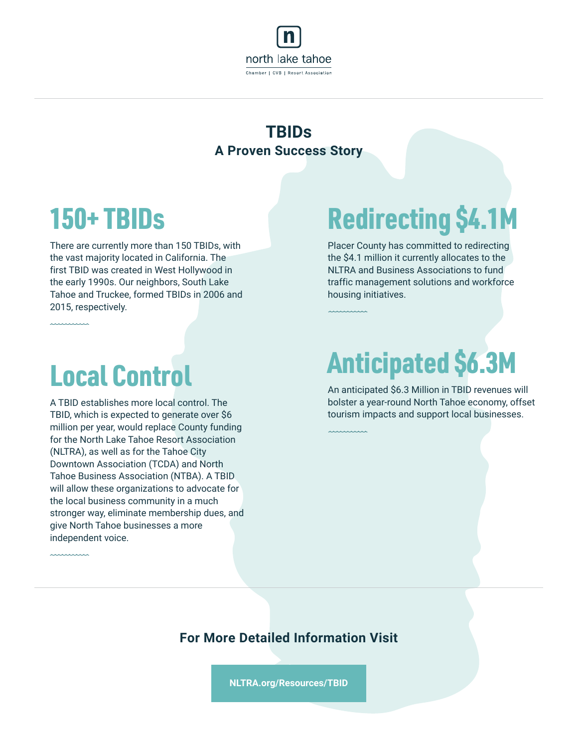north lake tahoe

Chamber | CVB | Resort Association

# TBIDs
## A Proven Success Story

## 150+ TBIDs

There are currently more than 150 TBIDs, with the vast majority located in California. The first TBID was created in West Hollywood in the early 1990s. Our neighbors, South Lake Tahoe and Truckee, formed TBIDs in 2006 and 2015, respectively.

## Local Control

A TBID establishes more local control. The TBID, which is expected to generate over $6 million per year, would replace County funding for the North Lake Tahoe Resort Association (NLTRA), as well as for the Tahoe City Downtown Association (TCDA) and North Tahoe Business Association (NTBA). A TBID will allow these organizations to advocate for the local business community in a much stronger way, eliminate membership dues, and give North Tahoe businesses a more independent voice.

## Redirecting $4.1M

Placer County has committed to redirecting the $4.1 million it currently allocates to the NLTRA and Business Associations to fund traffic management solutions and workforce housing initiatives.

## Anticipated $6.3M

An anticipated $6.3 Million in TBID revenues will bolster a year-round North Tahoe economy, offset tourism impacts and support local businesses.

**For More Detailed Information Visit**

NLTRA.org/Resources/TBID